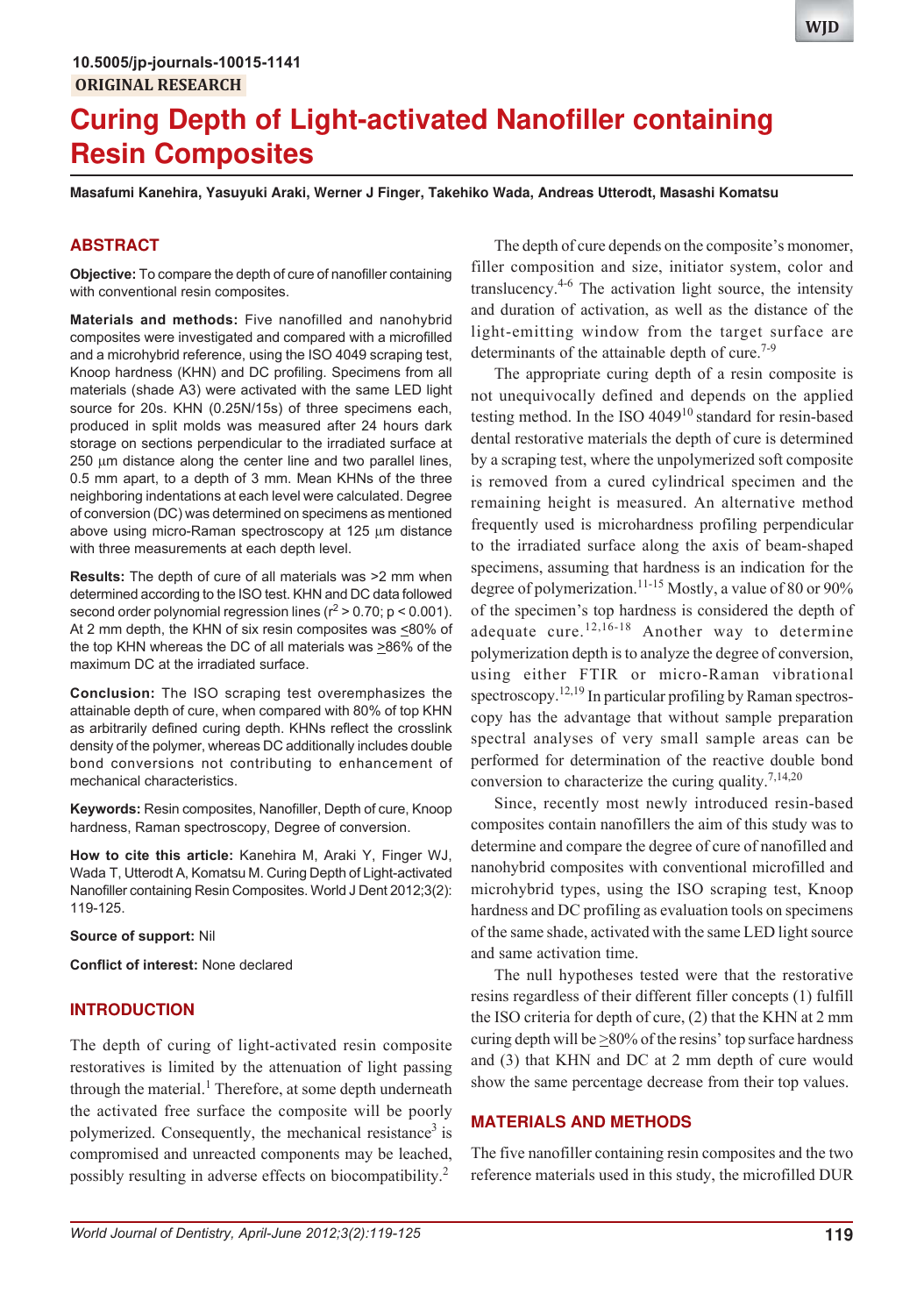10.5005/jp-journals-10015-1141

ORIGINAL RESEARCH

# Curing Depth of Light-activated Nanofiller containing Resin Composites

**Masafumi Kanehira, Yasuyuki Araki, Werner J Finger, Takehiko Wada, Andreas Utterodt, Masashi Komatsu**

## ABSTRACT

**Objective:** To compare the depth of cure of nanofiller containing with conventional resin composites.

**Materials and methods:** Five nanofilled and nanohybrid composites were investigated and compared with a microfilled and a microhybrid reference, using the ISO 4049 scraping test, Knoop hardness (KHN) and DC profiling. Specimens from all materials (shade A3) were activated with the same LED light source for 20s. KHN (0.25N/15s) of three specimens each, produced in split molds was measured after 24 hours dark storage on sections perpendicular to the irradiated surface at 250 µm distance along the center line and two parallel lines, 0.5 mm apart, to a depth of 3 mm. Mean KHNs of the three neighboring indentations at each level were calculated. Degree of conversion (DC) was determined on specimens as mentioned above using micro-Raman spectroscopy at 125 µm distance with three measurements at each depth level.

**Results:** The depth of cure of all materials was >2 mm when determined according to the ISO test. KHN and DC data followed second order polynomial regression lines ($r^2 > 0.70$; $p < 0.001$). At 2 mm depth, the KHN of six resin composites was ≤80% of the top KHN whereas the DC of all materials was ≥86% of the maximum DC at the irradiated surface.

**Conclusion:** The ISO scraping test overemphasizes the attainable depth of cure, when compared with 80% of top KHN as arbitrarily defined curing depth. KHNs reflect the crosslink density of the polymer, whereas DC additionally includes double bond conversions not contributing to enhancement of mechanical characteristics.

**Keywords:** Resin composites, Nanofiller, Depth of cure, Knoop hardness, Raman spectroscopy, Degree of conversion.

**How to cite this article:** Kanehira M, Araki Y, Finger WJ, Wada T, Utterodt A, Komatsu M. Curing Depth of Light-activated Nanofiller containing Resin Composites. World J Dent 2012;3(2):119-125.

**Source of support:** Nil

**Conflict of interest:** None declared

## INTRODUCTION

The depth of curing of light-activated resin composite restoratives is limited by the attenuation of light passing through the material.[1] Therefore, at some depth underneath the activated free surface the composite will be poorly polymerized. Consequently, the mechanical resistance[3] is compromised and unreacted components may be leached, possibly resulting in adverse effects on biocompatibility.[2]

The depth of cure depends on the composite's monomer, filler composition and size, initiator system, color and translucency.[4-6] The activation light source, the intensity and duration of activation, as well as the distance of the light-emitting window from the target surface are determinants of the attainable depth of cure.[7-9]

The appropriate curing depth of a resin composite is not unequivocally defined and depends on the applied testing method. In the ISO 4049[10] standard for resin-based dental restorative materials the depth of cure is determined by a scraping test, where the unpolymerized soft composite is removed from a cured cylindrical specimen and the remaining height is measured. An alternative method frequently used is microhardness profiling perpendicular to the irradiated surface along the axis of beam-shaped specimens, assuming that hardness is an indication for the degree of polymerization.[11-15] Mostly, a value of 80 or 90% of the specimen's top hardness is considered the depth of adequate cure.[12,16-18] Another way to determine polymerization depth is to analyze the degree of conversion, using either FTIR or micro-Raman vibrational spectroscopy.[12,19] In particular profiling by Raman spectroscopy has the advantage that without sample preparation spectral analyses of very small sample areas can be performed for determination of the reactive double bond conversion to characterize the curing quality.[7,14,20]

Since, recently most newly introduced resin-based composites contain nanofillers the aim of this study was to determine and compare the degree of cure of nanofilled and nanohybrid composites with conventional microfilled and microhybrid types, using the ISO scraping test, Knoop hardness and DC profiling as evaluation tools on specimens of the same shade, activated with the same LED light source and same activation time.

The null hypotheses tested were that the restorative resins regardless of their different filler concepts (1) fulfill the ISO criteria for depth of cure, (2) that the KHN at 2 mm curing depth will be ≥80% of the resins' top surface hardness and (3) that KHN and DC at 2 mm depth of cure would show the same percentage decrease from their top values.

## MATERIALS AND METHODS

The five nanofiller containing resin composites and the two reference materials used in this study, the microfilled DUR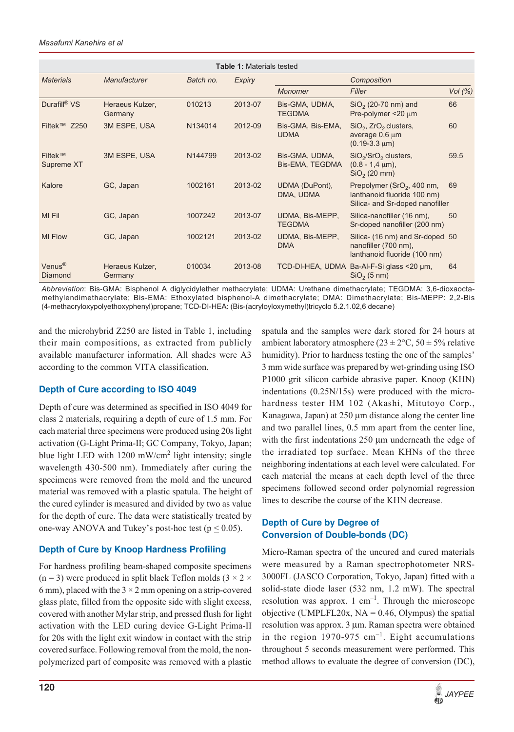**Table 1:** Materials tested

| Materials | Manufacturer | Batch no. | Expiry | Composition | | |
|---|---|---|---|---|---|---|
| | | | | Monomer | Filler | Vol (%) |
| Durafill® VS | Heraeus Kulzer, Germany | 010213 | 2013-07 | Bis-GMA, UDMA, TEGDMA | $SiO_2$ (20-70 nm) and Pre-polymer <20 μm | 66 |
| Filtek™ Z250 | 3M ESPE, USA | N134014 | 2012-09 | Bis-GMA, Bis-EMA, UDMA | $SiO_2$, $ZrO_2$ clusters, average 0,6 μm (0.19-3.3 μm) | 60 |
| Filtek™ Supreme XT | 3M ESPE, USA | N144799 | 2013-02 | Bis-GMA, UDMA, Bis-EMA, TEGDMA | $SiO_2$/$SrO_2$ clusters, (0.8 - 1,4 μm), $SiO_2$ (20 mm) | 59.5 |
| Kalore | GC, Japan | 1002161 | 2013-02 | UDMA (DuPont), DMA, UDMA | Prepolymer ($SrO_2$, 400 nm, lanthanoid fluoride 100 nm) Silica- and Sr-doped nanofiller | 69 |
| MI Fil | GC, Japan | 1007242 | 2013-07 | UDMA, Bis-MEPP, TEGDMA | Silica-nanofiller (16 nm), Sr-doped nanofiller (200 nm) | 50 |
| MI Flow | GC, Japan | 1002121 | 2013-02 | UDMA, Bis-MEPP, DMA | Silica- (16 nm) and Sr-doped nanofiller (700 nm), lanthanoid fluoride (100 nm) | 50 |
| Venus® Diamond | Heraeus Kulzer, Germany | 010034 | 2013-08 | TCD-DI-HEA, UDMA | Ba-Al-F-Si glass <20 μm, $SiO_2$ (5 nm) | 64 |

*Abbreviation*: Bis-GMA: Bisphenol A diglycidylether methacrylate; UDMA: Urethane dimethacrylate; TEGDMA: 3,6-dioxaocta-methylendimethacrylate; Bis-EMA: Ethoxylated bisphenol-A dimethacrylate; DMA: Dimethacrylate; Bis-MEPP: 2,2-Bis (4-methacryloxypolyethoxyphenyl)propane; TCD-DI-HEA: (Bis-(acryloyloxymethyl)tricyclo 5.2.1.02,6 decane)

and the microhybrid Z250 are listed in Table 1, including their main compositions, as extracted from publicly available manufacturer information. All shades were A3 according to the common VITA classification.

## Depth of Cure according to ISO 4049

Depth of cure was determined as specified in ISO 4049 for class 2 materials, requiring a depth of cure of 1.5 mm. For each material three specimens were produced using 20s light activation (G-Light Prima-II; GC Company, Tokyo, Japan; blue light LED with 1200 mW/cm$^2$ light intensity; single wavelength 430-500 nm). Immediately after curing the specimens were removed from the mold and the uncured material was removed with a plastic spatula. The height of the cured cylinder is measured and divided by two as value for the depth of cure. The data were statistically treated by one-way ANOVA and Tukey's post-hoc test ($p \leq 0.05$).

## Depth of Cure by Knoop Hardness Profiling

For hardness profiling beam-shaped composite specimens ($n = 3$) were produced in split black Teflon molds ($3 \times 2 \times 6$ mm), placed with the $3 \times 2$ mm opening on a strip-covered glass plate, filled from the opposite side with slight excess, covered with another Mylar strip, and pressed flush for light activation with the LED curing device G-Light Prima-II for 20s with the light exit window in contact with the strip covered surface. Following removal from the mold, the non-polymerized part of composite was removed with a plastic spatula and the samples were dark stored for 24 hours at ambient laboratory atmosphere ($23 \pm 2$°C, $50 \pm 5$% relative humidity). Prior to hardness testing the one of the samples' 3 mm wide surface was prepared by wet-grinding using ISO P1000 grit silicon carbide abrasive paper. Knoop (KHN) indentations (0.25N/15s) were produced with the micro-hardness tester HM 102 (Akashi, Mitutoyo Corp., Kanagawa, Japan) at 250 μm distance along the center line and two parallel lines, 0.5 mm apart from the center line, with the first indentations 250 μm underneath the edge of the irradiated top surface. Mean KHNs of the three neighboring indentations at each level were calculated. For each material the means at each depth level of the three specimens followed second order polynomial regression lines to describe the course of the KHN decrease.

## Depth of Cure by Degree of Conversion of Double-bonds (DC)

Micro-Raman spectra of the uncured and cured materials were measured by a Raman spectrophotometer NRS-3000FL (JASCO Corporation, Tokyo, Japan) fitted with a solid-state diode laser (532 nm, 1.2 mW). The spectral resolution was approx. 1 cm$^{-1}$. Through the microscope objective (UMPLFL20x, NA = 0.46, Olympus) the spatial resolution was approx. 3 μm. Raman spectra were obtained in the region 1970-975 cm$^{-1}$. Eight accumulations throughout 5 seconds measurement were performed. This method allows to evaluate the degree of conversion (DC),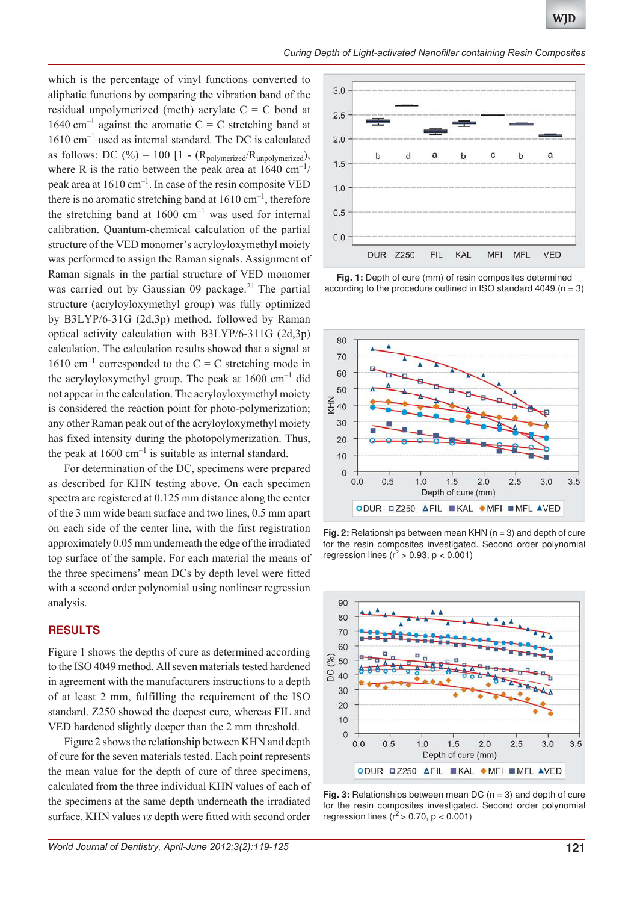which is the percentage of vinyl functions converted to aliphatic functions by comparing the vibration band of the residual unpolymerized (meth) acrylate C = C bond at 1640 $cm^{-1}$ against the aromatic C = C stretching band at 1610 $cm^{-1}$ used as internal standard. The DC is calculated as follows: DC (%) = 100 [1 - ($R_{polymerized}/R_{unpolymerized}$), where R is the ratio between the peak area at 1640 $cm^{-1}$/ peak area at 1610 $cm^{-1}$. In case of the resin composite VED there is no aromatic stretching band at 1610 $cm^{-1}$, therefore the stretching band at 1600 $cm^{-1}$ was used for internal calibration. Quantum-chemical calculation of the partial structure of the VED monomer's acryloyloxymethyl moiety was performed to assign the Raman signals. Assignment of Raman signals in the partial structure of VED monomer was carried out by Gaussian 09 package.[21] The partial structure (acryloyloxymethyl group) was fully optimized by B3LYP/6-31G (2d,3p) method, followed by Raman optical activity calculation with B3LYP/6-311G (2d,3p) calculation. The calculation results showed that a signal at 1610 $cm^{-1}$ corresponded to the C = C stretching mode in the acryloyloxymethyl group. The peak at 1600 $cm^{-1}$ did not appear in the calculation. The acryloyloxymethyl moiety is considered the reaction point for photo-polymerization; any other Raman peak out of the acryloyloxymethyl moiety has fixed intensity during the photopolymerization. Thus, the peak at 1600 $cm^{-1}$ is suitable as internal standard.

For determination of the DC, specimens were prepared as described for KHN testing above. On each specimen spectra are registered at 0.125 mm distance along the center of the 3 mm wide beam surface and two lines, 0.5 mm apart on each side of the center line, with the first registration approximately 0.05 mm underneath the edge of the irradiated top surface of the sample. For each material the means of the three specimens' mean DCs by depth level were fitted with a second order polynomial using nonlinear regression analysis.

## RESULTS

Figure 1 shows the depths of cure as determined according to the ISO 4049 method. All seven materials tested hardened in agreement with the manufacturers instructions to a depth of at least 2 mm, fulfilling the requirement of the ISO standard. Z250 showed the deepest cure, whereas FIL and VED hardened slightly deeper than the 2 mm threshold.

Figure 2 shows the relationship between KHN and depth of cure for the seven materials tested. Each point represents the mean value for the depth of cure of three specimens, calculated from the three individual KHN values of each of the specimens at the same depth underneath the irradiated surface. KHN values *vs* depth were fitted with second order

**Fig. 1:** Depth of cure (mm) of resin composites determined according to the procedure outlined in ISO standard 4049 (n = 3)

**Fig. 2:** Relationships between mean KHN (n = 3) and depth of cure for the resin composites investigated. Second order polynomial regression lines ($r^2 \geq 0.93$, $p < 0.001$)

**Fig. 3:** Relationships between mean DC (n = 3) and depth of cure for the resin composites investigated. Second order polynomial regression lines ($r^2 \geq 0.70$, $p < 0.001$)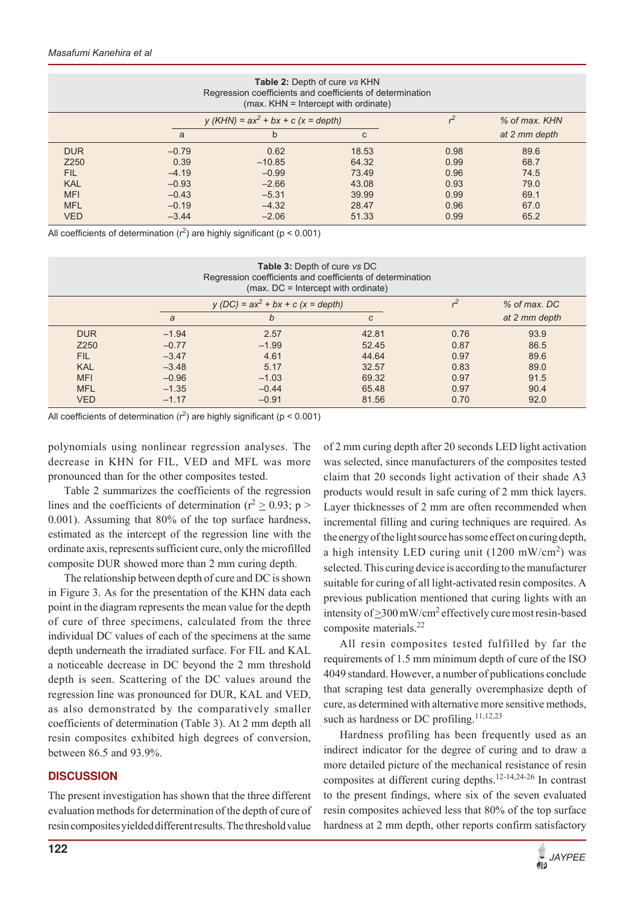**Table 2:** Depth of cure *vs* KHN
Regression coefficients and coefficients of determination
(max. KHN = Intercept with ordinate)

| | $y\ (KHN) = ax^2 + bx + c\ (x = depth)$ | | | $r^2$ | % of max. KHN |
|---|---|---|---|---|---|
| | a | b | c | | at 2 mm depth |
| DUR | –0.79 | 0.62 | 18.53 | 0.98 | 89.6 |
| Z250 | 0.39 | –10.85 | 64.32 | 0.99 | 68.7 |
| FIL | –4.19 | –0.99 | 73.49 | 0.96 | 74.5 |
| KAL | –0.93 | –2.66 | 43.08 | 0.93 | 79.0 |
| MFI | –0.43 | –5.31 | 39.99 | 0.99 | 69.1 |
| MFL | –0.19 | –4.32 | 28.47 | 0.96 | 67.0 |
| VED | –3.44 | –2.06 | 51.33 | 0.99 | 65.2 |

All coefficients of determination ($r^2$) are highly significant ($p < 0.001$)

**Table 3:** Depth of cure *vs* DC
Regression coefficients and coefficients of determination
(max. DC = Intercept with ordinate)

| | $y\ (DC) = ax^2 + bx + c\ (x = depth)$ | | | $r^2$ | % of max. DC |
|---|---|---|---|---|---|
| | *a* | *b* | *c* | | at 2 mm depth |
| DUR | –1.94 | 2.57 | 42.81 | 0.76 | 93.9 |
| Z250 | –0.77 | –1.99 | 52.45 | 0.87 | 86.5 |
| FIL | –3.47 | 4.61 | 44.64 | 0.97 | 89.6 |
| KAL | –3.48 | 5.17 | 32.57 | 0.83 | 89.0 |
| MFI | –0.96 | –1.03 | 69.32 | 0.97 | 91.5 |
| MFL | –1.35 | –0.44 | 65.48 | 0.97 | 90.4 |
| VED | –1.17 | –0.91 | 81.56 | 0.70 | 92.0 |

All coefficients of determination ($r^2$) are highly significant ($p < 0.001$)

polynomials using nonlinear regression analyses. The decrease in KHN for FIL, VED and MFL was more pronounced than for the other composites tested.

Table 2 summarizes the coefficients of the regression lines and the coefficients of determination ($r^2 \geq 0.93$; $p > 0.001$). Assuming that 80% of the top surface hardness, estimated as the intercept of the regression line with the ordinate axis, represents sufficient cure, only the microfilled composite DUR showed more than 2 mm curing depth.

The relationship between depth of cure and DC is shown in Figure 3. As for the presentation of the KHN data each point in the diagram represents the mean value for the depth of cure of three specimens, calculated from the three individual DC values of each of the specimens at the same depth underneath the irradiated surface. For FIL and KAL a noticeable decrease in DC beyond the 2 mm threshold depth is seen. Scattering of the DC values around the regression line was pronounced for DUR, KAL and VED, as also demonstrated by the comparatively smaller coefficients of determination (Table 3). At 2 mm depth all resin composites exhibited high degrees of conversion, between 86.5 and 93.9%.

## DISCUSSION

The present investigation has shown that the three different evaluation methods for determination of the depth of cure of resin composites yielded different results. The threshold value of 2 mm curing depth after 20 seconds LED light activation was selected, since manufacturers of the composites tested claim that 20 seconds light activation of their shade A3 products would result in safe curing of 2 mm thick layers. Layer thicknesses of 2 mm are often recommended when incremental filling and curing techniques are required. As the energy of the light source has some effect on curing depth, a high intensity LED curing unit (1200 mW/cm$^2$) was selected. This curing device is according to the manufacturer suitable for curing of all light-activated resin composites. A previous publication mentioned that curing lights with an intensity of $\geq$300 mW/cm$^2$ effectively cure most resin-based composite materials.[22]

All resin composites tested fulfilled by far the requirements of 1.5 mm minimum depth of cure of the ISO 4049 standard. However, a number of publications conclude that scraping test data generally overemphasize depth of cure, as determined with alternative more sensitive methods, such as hardness or DC profiling.[11,12,23]

Hardness profiling has been frequently used as an indirect indicator for the degree of curing and to draw a more detailed picture of the mechanical resistance of resin composites at different curing depths.[12-14,24-26] In contrast to the present findings, where six of the seven evaluated resin composites achieved less that 80% of the top surface hardness at 2 mm depth, other reports confirm satisfactory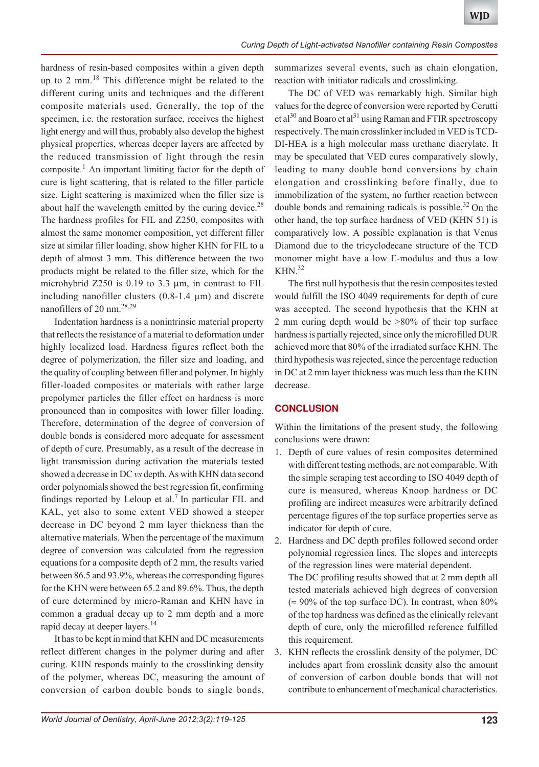hardness of resin-based composites within a given depth up to 2 mm.[18] This difference might be related to the different curing units and techniques and the different composite materials used. Generally, the top of the specimen, i.e. the restoration surface, receives the highest light energy and will thus, probably also develop the highest physical properties, whereas deeper layers are affected by the reduced transmission of light through the resin composite.[1] An important limiting factor for the depth of cure is light scattering, that is related to the filler particle size. Light scattering is maximized when the filler size is about half the wavelength emitted by the curing device.[28] The hardness profiles for FIL and Z250, composites with almost the same monomer composition, yet different filler size at similar filler loading, show higher KHN for FIL to a depth of almost 3 mm. This difference between the two products might be related to the filler size, which for the microhybrid Z250 is 0.19 to 3.3 µm, in contrast to FIL including nanofiller clusters (0.8-1.4 µm) and discrete nanofillers of 20 nm.[28,29]

Indentation hardness is a nonintrinsic material property that reflects the resistance of a material to deformation under highly localized load. Hardness figures reflect both the degree of polymerization, the filler size and loading, and the quality of coupling between filler and polymer. In highly filler-loaded composites or materials with rather large prepolymer particles the filler effect on hardness is more pronounced than in composites with lower filler loading. Therefore, determination of the degree of conversion of double bonds is considered more adequate for assessment of depth of cure. Presumably, as a result of the decrease in light transmission during activation the materials tested showed a decrease in DC *vs* depth. As with KHN data second order polynomials showed the best regression fit, confirming findings reported by Leloup et al.[7] In particular FIL and KAL, yet also to some extent VED showed a steeper decrease in DC beyond 2 mm layer thickness than the alternative materials. When the percentage of the maximum degree of conversion was calculated from the regression equations for a composite depth of 2 mm, the results varied between 86.5 and 93.9%, whereas the corresponding figures for the KHN were between 65.2 and 89.6%. Thus, the depth of cure determined by micro-Raman and KHN have in common a gradual decay up to 2 mm depth and a more rapid decay at deeper layers.[14]

It has to be kept in mind that KHN and DC measurements reflect different changes in the polymer during and after curing. KHN responds mainly to the crosslinking density of the polymer, whereas DC, measuring the amount of conversion of carbon double bonds to single bonds, summarizes several events, such as chain elongation, reaction with initiator radicals and crosslinking.

The DC of VED was remarkably high. Similar high values for the degree of conversion were reported by Cerutti et al[30] and Boaro et al[31] using Raman and FTIR spectroscopy respectively. The main crosslinker included in VED is TCD-DI-HEA is a high molecular mass urethane diacrylate. It may be speculated that VED cures comparatively slowly, leading to many double bond conversions by chain elongation and crosslinking before finally, due to immobilization of the system, no further reaction between double bonds and remaining radicals is possible.[32] On the other hand, the top surface hardness of VED (KHN 51) is comparatively low. A possible explanation is that Venus Diamond due to the tricyclodecane structure of the TCD monomer might have a low E-modulus and thus a low KHN.[32]

The first null hypothesis that the resin composites tested would fulfill the ISO 4049 requirements for depth of cure was accepted. The second hypothesis that the KHN at 2 mm curing depth would be $\geq$80% of their top surface hardness is partially rejected, since only the microfilled DUR achieved more that 80% of the irradiated surface KHN. The third hypothesis was rejected, since the percentage reduction in DC at 2 mm layer thickness was much less than the KHN decrease.

## CONCLUSION

Within the limitations of the present study, the following conclusions were drawn:

1. Depth of cure values of resin composites determined with different testing methods, are not comparable. With the simple scraping test according to ISO 4049 depth of cure is measured, whereas Knoop hardness or DC profiling are indirect measures were arbitrarily defined percentage figures of the top surface properties serve as indicator for depth of cure.
2. Hardness and DC depth profiles followed second order polynomial regression lines. The slopes and intercepts of the regression lines were material dependent.
   The DC profiling results showed that at 2 mm depth all tested materials achieved high degrees of conversion (≈ 90% of the top surface DC). In contrast, when 80% of the top hardness was defined as the clinically relevant depth of cure, only the microfilled reference fulfilled this requirement.
3. KHN reflects the crosslink density of the polymer, DC includes apart from crosslink density also the amount of conversion of carbon double bonds that will not contribute to enhancement of mechanical characteristics.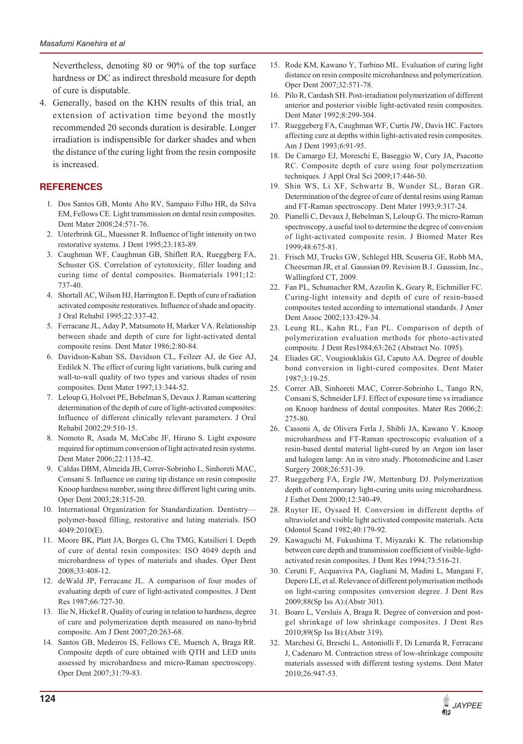Nevertheless, denoting 80 or 90% of the top surface hardness or DC as indirect threshold measure for depth of cure is disputable.

4. Generally, based on the KHN results of this trial, an extension of activation time beyond the mostly recommended 20 seconds duration is desirable. Longer irradiation is indispensible for darker shades and when the distance of the curing light from the resin composite is increased.

## REFERENCES

1. Dos Santos GB, Monte Alto RV, Sampaio Filho HR, da Silva EM, Fellows CE. Light transmission on dental resin composites. Dent Mater 2008;24:571-76.
2. Unterbrink GL, Muessner R. Influence of light intensity on two restorative systems. J Dent 1995;23:183-89.
3. Caughman WF, Caughman GB, Shiflett RA, Rueggeberg FA, Schuster GS. Correlation of cytotoxicity, filler loading and curing time of dental composites. Biomaterials 1991;12:737-40.
4. Shortall AC, Wilson HJ, Harrington E. Depth of cure of radiation activated composite restoratives. Influence of shade and opacity. J Oral Rehabil 1995;22:337-42.
5. Ferracane JL, Aday P, Matsumoto H, Marker VA. Relationship between shade and depth of cure for light-activated dental composite resins. Dent Mater 1986;2:80-84.
6. Davidson-Kaban SS, Davidson CL, Feilzer AJ, de Gee AJ, Erdilek N. The effect of curing light variations, bulk curing and wall-to-wall quality of two types and various shades of resin composites. Dent Mater 1997;13:344-52.
7. Leloup G, Holvoet PE, Bebelman S, Devaux J. Raman scattering determination of the depth of cure of light-activated composites: Influence of different clinically relevant parameters. J Oral Rehabil 2002;29:510-15.
8. Nomoto R, Asada M, McCabe JF, Hirano S. Light exposure required for optimum conversion of light activated resin systems. Dent Mater 2006;22:1135-42.
9. Caldas DBM, Almeida JB, Correr-Sobrinho L, Sinhoreti MAC, Consani S. Influence on curing tip distance on resin composite Knoop hardness number, using three different light curing units. Oper Dent 2003;28:315-20.
10. International Organization for Standardization. Dentistry—polymer-based filling, restorative and luting materials. ISO 4049:2010(E).
11. Moore BK, Platt JA, Borges G, Chu TMG, Katsilieri I. Depth of cure of dental resin composites: ISO 4049 depth and microhardness of types of materials and shades. Oper Dent 2008;33:408-12.
12. deWald JP, Ferracane JL. A comparison of four modes of evaluating depth of cure of light-activated composites. J Dent Res 1987;66:727-30.
13. Ilie N, Hickel R. Quality of curing in relation to hardness, degree of cure and polymerization depth measured on nano-hybrid composite. Am J Dent 2007;20:263-68.
14. Santos GB, Medeiros IS, Fellows CE, Muench A, Braga RR. Composite depth of cure obtained with QTH and LED units assessed by microhardness and micro-Raman spectroscopy. Oper Dent 2007;31:79-83.
15. Rode KM, Kawano Y, Turbino ML. Evaluation of curing light distance on resin composite microhardness and polymerization. Oper Dent 2007;32:571-78.
16. Pilo R, Cardash SH. Post-irradiation polymerization of different anterior and posterior visible light-activated resin composites. Dent Mater 1992;8:299-304.
17. Rueggeberg FA, Caughman WF, Curtis JW, Davis HC. Factors affecting cure at depths within light-activated resin composites. Am J Dent 1993;6:91-95.
18. De Camargo EJ, Moreschi E, Baseggio W, Cury JA, Psacotto RC. Composite depth of cure using four polymerization techniques. J Appl Oral Sci 2009;17:446-50.
19. Shin WS, Li XF, Schwartz B, Wunder SL, Baran GR. Determination of the degree of cure of dental resins using Raman and FT-Raman spectroscopy. Dent Mater 1993;9:317-24.
20. Pianelli C, Devaux J, Bebelman S, Leloup G. The micro-Raman spectroscopy, a useful tool to determine the degree of conversion of light-activated composite resin. J Biomed Mater Res 1999;48:675-81.
21. Frisch MJ, Trucks GW, Schlegel HB, Scuseria GE, Robb MA, Cheeseman JR, et al. Gaussian 09. Revision B.1. Gaussian, Inc., Wallingford CT, 2009.
22. Fan PL, Schumacher RM, Azzolin K, Geary R, Eichmiller FC. Curing-light intensity and depth of cure of resin-based composites tested according to international standards. J Amer Dent Assoc 2002;133:429-34.
23. Leung RL, Kahn RL, Fan PL. Comparison of depth of polymerization evaluation methods for photo-activated composite. J Dent Res1984;63:262 (Abstract No. 1095).
24. Eliades GC, Vougiouklakis GJ, Caputo AA. Degree of double bond conversion in light-cured composites. Dent Mater 1987;3:19-25.
25. Correr AB, Sinhoreti MAC, Correr-Sobrinho L, Tango RN, Consani S, Schneider LFJ. Effect of exposure time vs irradiance on Knoop hardness of dental composites. Mater Res 2006;2:275-80.
26. Cassoni A, de Olivera Ferla J, Shibli JA, Kawano Y. Knoop microhardness and FT-Raman spectroscopic evaluation of a resin-based dental material light-cured by an Argon ion laser and halogen lamp: An in vitro study. Photomedicine and Laser Surgery 2008;26:531-39.
27. Rueggeberg FA, Ergle JW, Mettenburg DJ. Polymerization depth of contemporary light-curing units using microhardness. J Esthet Dent 2000;12:340-49.
28. Ruyter IE, Oysaed H. Conversion in different depths of ultraviolet and visible light activated composite materials. Acta Odontol Scand 1982;40:179-92.
29. Kawaguchi M, Fukushima T, Miyazaki K. The relationship between cure depth and transmission coefficient of visible-light-activated resin composites. J Dent Res 1994;73:516-21.
30. Cerutti F, Acquaviva PA, Gagliani M, Madini L, Mangani F, Depero LE, et al. Relevance of different polymerisation methods on light-curing composites conversion degree. J Dent Res 2009;88(Sp Iss A):(Abstr 301).
31. Boaro L, Versluis A, Braga R. Degree of conversion and post-gel shrinkage of low shrinkage composites. J Dent Res 2010;89(Sp Iss B):(Abstr 319).
32. Marchesi G, Breschi L, Antoniolli F, Di Lenarda R, Ferracane J, Cadenaro M. Contraction stress of low-shrinkage composite materials assessed with different testing systems. Dent Mater 2010;26:947-53.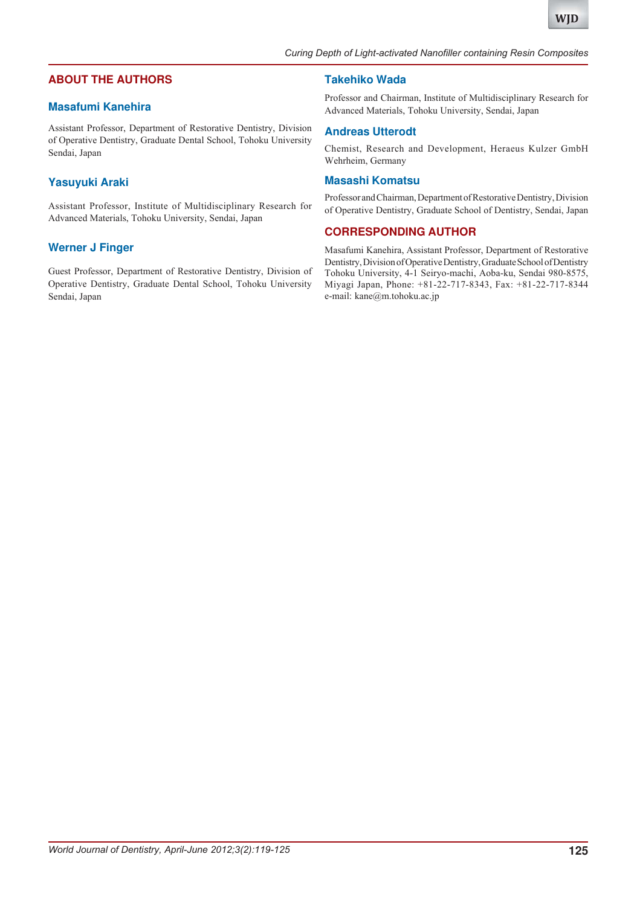## ABOUT THE AUTHORS

### Masafumi Kanehira

Assistant Professor, Department of Restorative Dentistry, Division of Operative Dentistry, Graduate Dental School, Tohoku University Sendai, Japan

### Yasuyuki Araki

Assistant Professor, Institute of Multidisciplinary Research for Advanced Materials, Tohoku University, Sendai, Japan

### Werner J Finger

Guest Professor, Department of Restorative Dentistry, Division of Operative Dentistry, Graduate Dental School, Tohoku University Sendai, Japan

### Takehiko Wada

Professor and Chairman, Institute of Multidisciplinary Research for Advanced Materials, Tohoku University, Sendai, Japan

### Andreas Utterodt

Chemist, Research and Development, Heraeus Kulzer GmbH Wehrheim, Germany

### Masashi Komatsu

Professor and Chairman, Department of Restorative Dentistry, Division of Operative Dentistry, Graduate School of Dentistry, Sendai, Japan

## CORRESPONDING AUTHOR

Masafumi Kanehira, Assistant Professor, Department of Restorative Dentistry, Division of Operative Dentistry, Graduate School of Dentistry Tohoku University, 4-1 Seiryo-machi, Aoba-ku, Sendai 980-8575, Miyagi Japan, Phone: +81-22-717-8343, Fax: +81-22-717-8344 e-mail: kane@m.tohoku.ac.jp